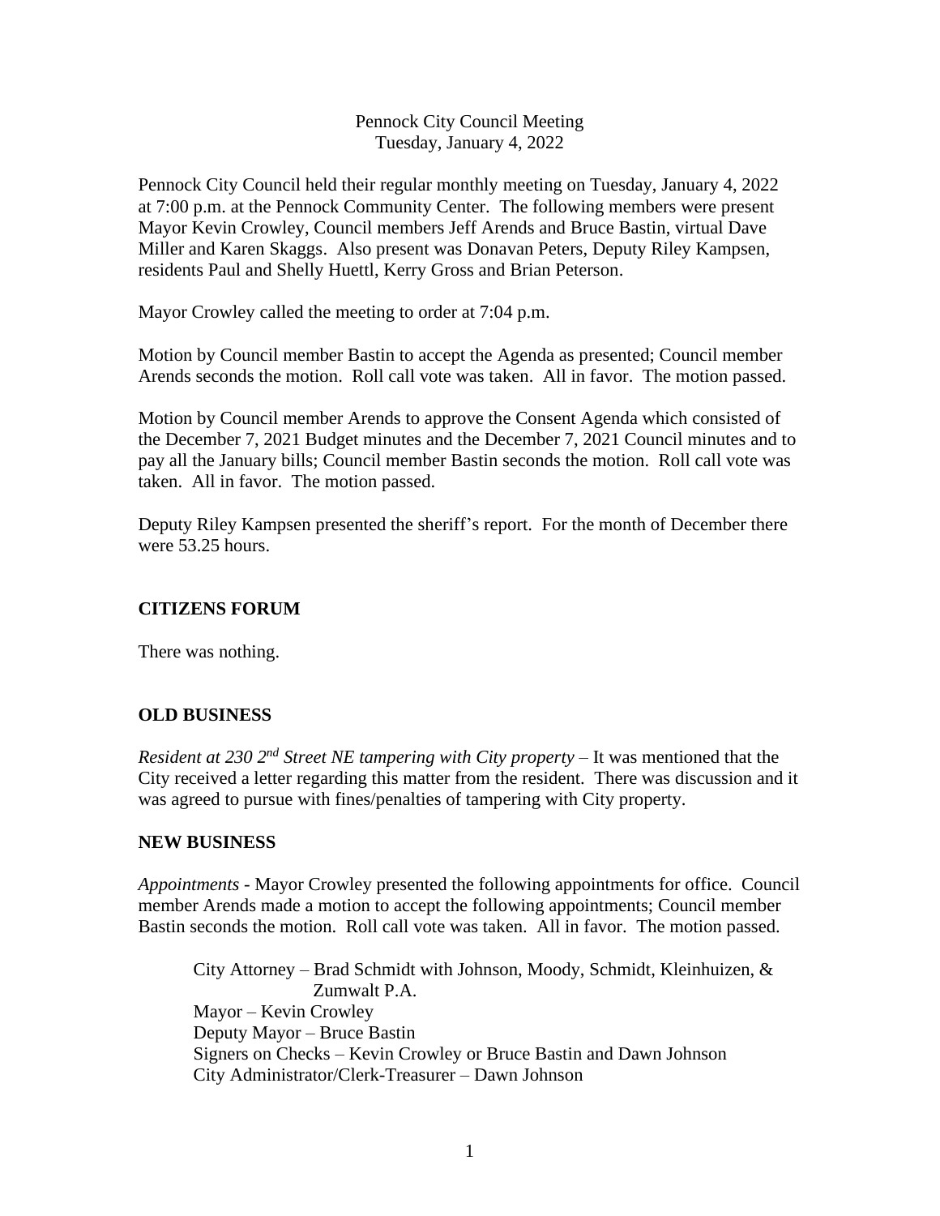Pennock City Council Meeting
Tuesday, January 4, 2022

Pennock City Council held their regular monthly meeting on Tuesday, January 4, 2022 at 7:00 p.m. at the Pennock Community Center. The following members were present Mayor Kevin Crowley, Council members Jeff Arends and Bruce Bastin, virtual Dave Miller and Karen Skaggs. Also present was Donavan Peters, Deputy Riley Kampsen, residents Paul and Shelly Huettl, Kerry Gross and Brian Peterson.

Mayor Crowley called the meeting to order at 7:04 p.m.

Motion by Council member Bastin to accept the Agenda as presented; Council member Arends seconds the motion. Roll call vote was taken. All in favor. The motion passed.

Motion by Council member Arends to approve the Consent Agenda which consisted of the December 7, 2021 Budget minutes and the December 7, 2021 Council minutes and to pay all the January bills; Council member Bastin seconds the motion. Roll call vote was taken. All in favor. The motion passed.

Deputy Riley Kampsen presented the sheriff's report. For the month of December there were 53.25 hours.

## CITIZENS FORUM

There was nothing.

## OLD BUSINESS

*Resident at 230 2nd Street NE tampering with City property* – It was mentioned that the City received a letter regarding this matter from the resident. There was discussion and it was agreed to pursue with fines/penalties of tampering with City property.

## NEW BUSINESS

*Appointments* - Mayor Crowley presented the following appointments for office. Council member Arends made a motion to accept the following appointments; Council member Bastin seconds the motion. Roll call vote was taken. All in favor. The motion passed.

City Attorney – Brad Schmidt with Johnson, Moody, Schmidt, Kleinhuizen, & Zumwalt P.A.
Mayor – Kevin Crowley
Deputy Mayor – Bruce Bastin
Signers on Checks – Kevin Crowley or Bruce Bastin and Dawn Johnson
City Administrator/Clerk-Treasurer – Dawn Johnson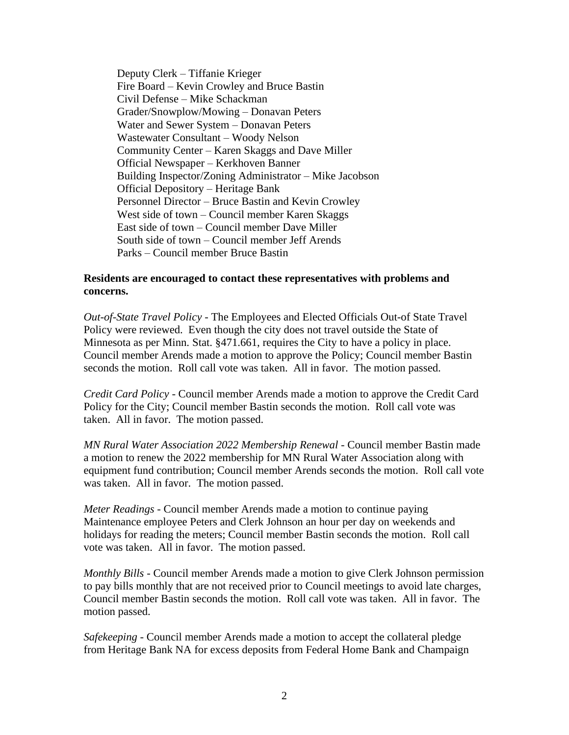Deputy Clerk – Tiffanie Krieger
Fire Board – Kevin Crowley and Bruce Bastin
Civil Defense – Mike Schackman
Grader/Snowplow/Mowing – Donavan Peters
Water and Sewer System – Donavan Peters
Wastewater Consultant – Woody Nelson
Community Center – Karen Skaggs and Dave Miller
Official Newspaper – Kerkhoven Banner
Building Inspector/Zoning Administrator – Mike Jacobson
Official Depository – Heritage Bank
Personnel Director – Bruce Bastin and Kevin Crowley
West side of town – Council member Karen Skaggs
East side of town – Council member Dave Miller
South side of town – Council member Jeff Arends
Parks – Council member Bruce Bastin

**Residents are encouraged to contact these representatives with problems and concerns.**

*Out-of-State Travel Policy* - The Employees and Elected Officials Out-of State Travel Policy were reviewed. Even though the city does not travel outside the State of Minnesota as per Minn. Stat. §471.661, requires the City to have a policy in place. Council member Arends made a motion to approve the Policy; Council member Bastin seconds the motion. Roll call vote was taken. All in favor. The motion passed.

*Credit Card Policy* - Council member Arends made a motion to approve the Credit Card Policy for the City; Council member Bastin seconds the motion. Roll call vote was taken. All in favor. The motion passed.

*MN Rural Water Association 2022 Membership Renewal* - Council member Bastin made a motion to renew the 2022 membership for MN Rural Water Association along with equipment fund contribution; Council member Arends seconds the motion. Roll call vote was taken. All in favor. The motion passed.

*Meter Readings* - Council member Arends made a motion to continue paying Maintenance employee Peters and Clerk Johnson an hour per day on weekends and holidays for reading the meters; Council member Bastin seconds the motion. Roll call vote was taken. All in favor. The motion passed.

*Monthly Bills* - Council member Arends made a motion to give Clerk Johnson permission to pay bills monthly that are not received prior to Council meetings to avoid late charges, Council member Bastin seconds the motion. Roll call vote was taken. All in favor. The motion passed.

*Safekeeping* - Council member Arends made a motion to accept the collateral pledge from Heritage Bank NA for excess deposits from Federal Home Bank and Champaign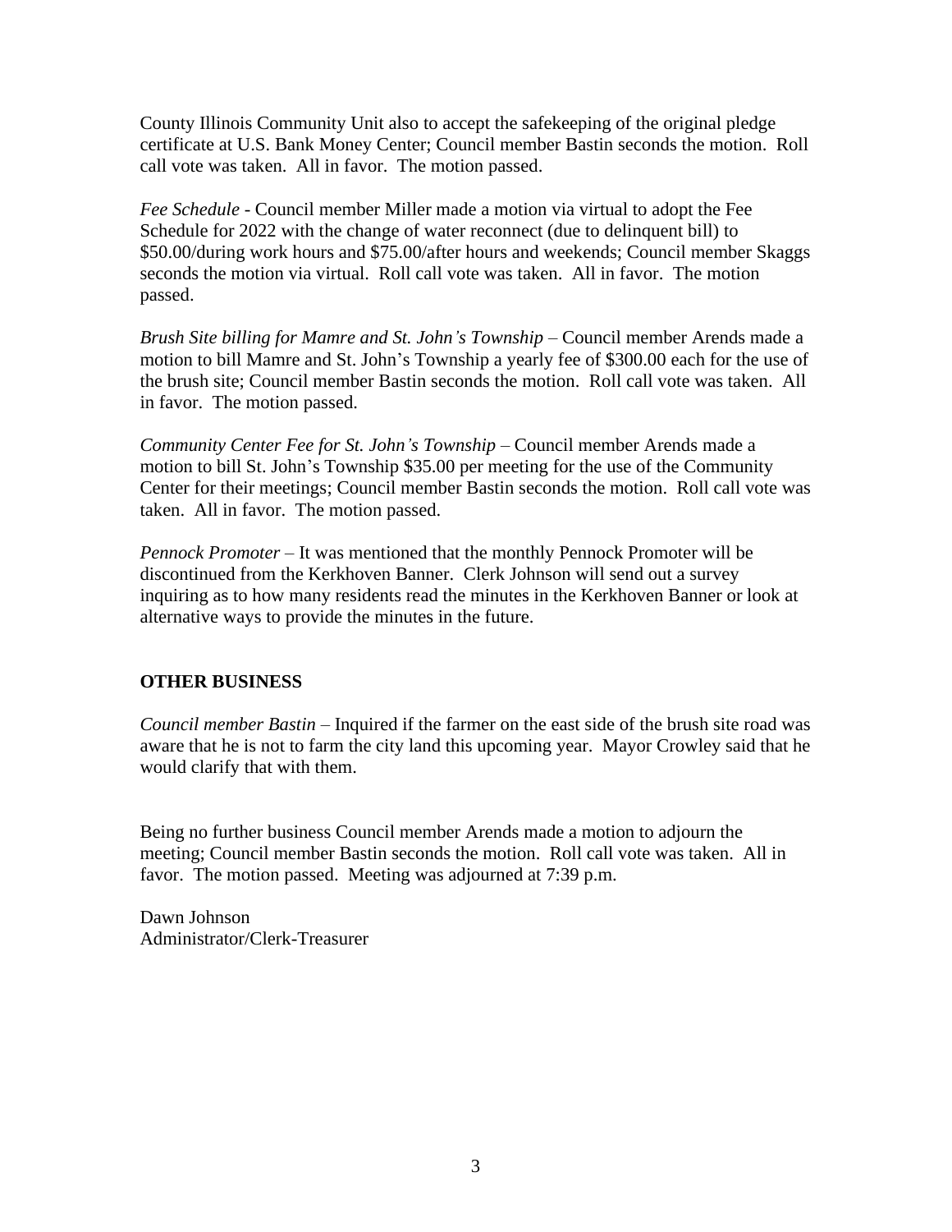County Illinois Community Unit also to accept the safekeeping of the original pledge certificate at U.S. Bank Money Center; Council member Bastin seconds the motion. Roll call vote was taken. All in favor. The motion passed.

*Fee Schedule* - Council member Miller made a motion via virtual to adopt the Fee Schedule for 2022 with the change of water reconnect (due to delinquent bill) to $50.00/during work hours and $75.00/after hours and weekends; Council member Skaggs seconds the motion via virtual. Roll call vote was taken. All in favor. The motion passed.

*Brush Site billing for Mamre and St. John's Township* – Council member Arends made a motion to bill Mamre and St. John's Township a yearly fee of $300.00 each for the use of the brush site; Council member Bastin seconds the motion. Roll call vote was taken. All in favor. The motion passed.

*Community Center Fee for St. John's Township* – Council member Arends made a motion to bill St. John's Township $35.00 per meeting for the use of the Community Center for their meetings; Council member Bastin seconds the motion. Roll call vote was taken. All in favor. The motion passed.

*Pennock Promoter* – It was mentioned that the monthly Pennock Promoter will be discontinued from the Kerkhoven Banner. Clerk Johnson will send out a survey inquiring as to how many residents read the minutes in the Kerkhoven Banner or look at alternative ways to provide the minutes in the future.

**OTHER BUSINESS**

*Council member Bastin* – Inquired if the farmer on the east side of the brush site road was aware that he is not to farm the city land this upcoming year. Mayor Crowley said that he would clarify that with them.

Being no further business Council member Arends made a motion to adjourn the meeting; Council member Bastin seconds the motion. Roll call vote was taken. All in favor. The motion passed. Meeting was adjourned at 7:39 p.m.

Dawn Johnson
Administrator/Clerk-Treasurer